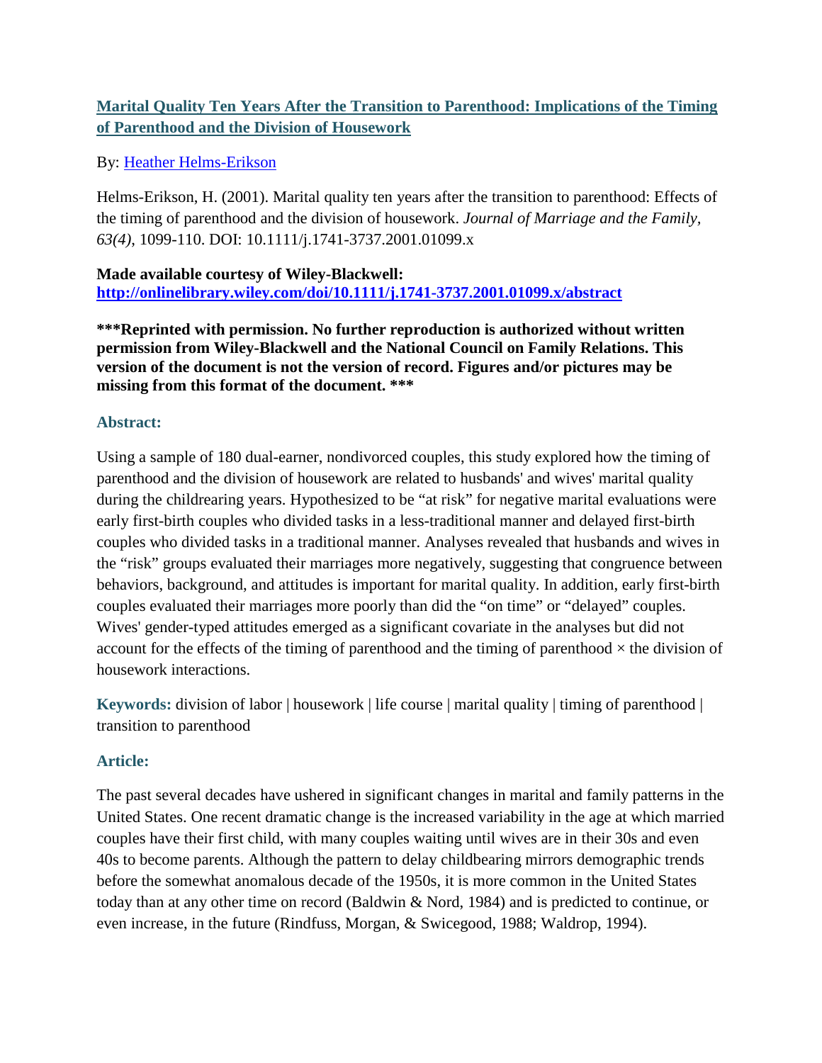# [Marital Quality Ten Years After the Transition to Parenthood: Implications of the Timing of Parenthood and the Division of Housework](http://onlinelibrary.wiley.com/doi/10.1111/j.1741-3737.2001.01099.x/abstract)

By: [Heather Helms-Erikson]()

Helms-Erikson, H. (2001). Marital quality ten years after the transition to parenthood: Effects of the timing of parenthood and the division of housework. *Journal of Marriage and the Family, 63(4)*, 1099-110. DOI: 10.1111/j.1741-3737.2001.01099.x

**Made available courtesy of Wiley-Blackwell:**
**[http://onlinelibrary.wiley.com/doi/10.1111/j.1741-3737.2001.01099.x/abstract](http://onlinelibrary.wiley.com/doi/10.1111/j.1741-3737.2001.01099.x/abstract)**

**\*\*\*Reprinted with permission. No further reproduction is authorized without written permission from Wiley-Blackwell and the National Council on Family Relations. This version of the document is not the version of record. Figures and/or pictures may be missing from this format of the document. \*\*\***

### Abstract:

Using a sample of 180 dual-earner, nondivorced couples, this study explored how the timing of parenthood and the division of housework are related to husbands' and wives' marital quality during the childrearing years. Hypothesized to be "at risk" for negative marital evaluations were early first-birth couples who divided tasks in a less-traditional manner and delayed first-birth couples who divided tasks in a traditional manner. Analyses revealed that husbands and wives in the "risk" groups evaluated their marriages more negatively, suggesting that congruence between behaviors, background, and attitudes is important for marital quality. In addition, early first-birth couples evaluated their marriages more poorly than did the "on time" or "delayed" couples. Wives' gender-typed attitudes emerged as a significant covariate in the analyses but did not account for the effects of the timing of parenthood and the timing of parenthood × the division of housework interactions.

**Keywords:** division of labor | housework | life course | marital quality | timing of parenthood | transition to parenthood

### Article:

The past several decades have ushered in significant changes in marital and family patterns in the United States. One recent dramatic change is the increased variability in the age at which married couples have their first child, with many couples waiting until wives are in their 30s and even 40s to become parents. Although the pattern to delay childbearing mirrors demographic trends before the somewhat anomalous decade of the 1950s, it is more common in the United States today than at any other time on record (Baldwin & Nord, 1984) and is predicted to continue, or even increase, in the future (Rindfuss, Morgan, & Swicegood, 1988; Waldrop, 1994).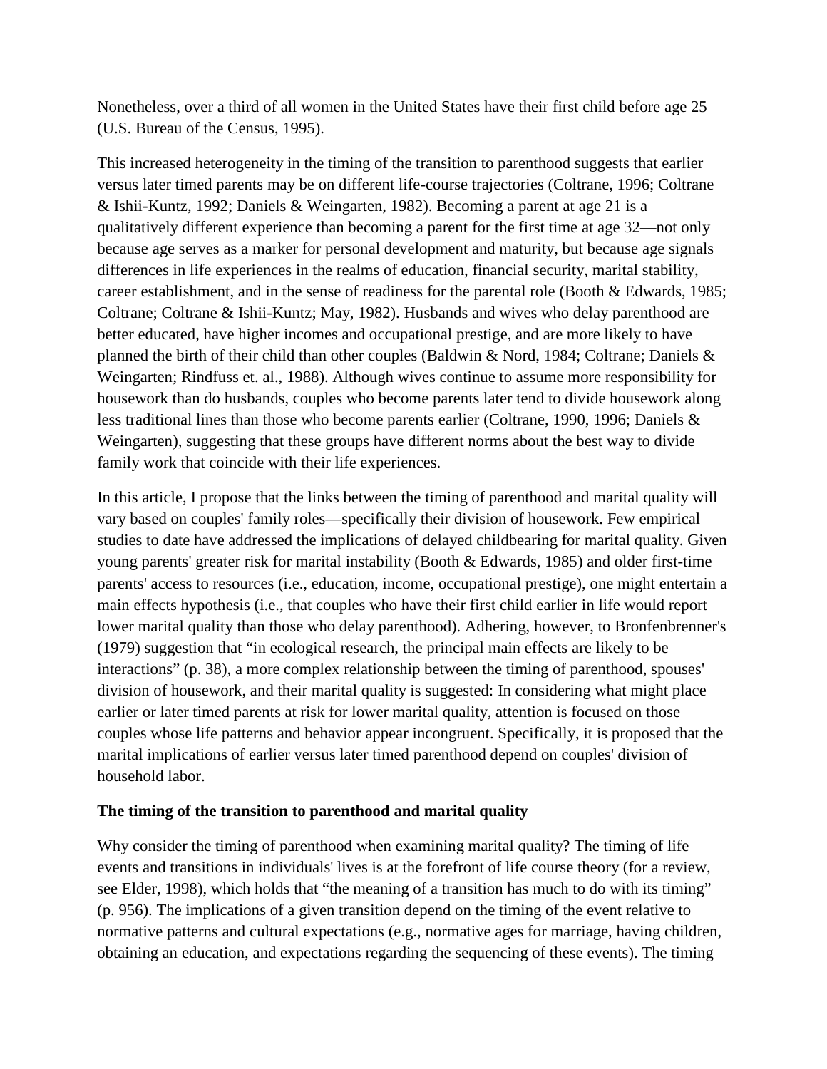Nonetheless, over a third of all women in the United States have their first child before age 25 (U.S. Bureau of the Census, 1995).

This increased heterogeneity in the timing of the transition to parenthood suggests that earlier versus later timed parents may be on different life-course trajectories (Coltrane, 1996; Coltrane & Ishii-Kuntz, 1992; Daniels & Weingarten, 1982). Becoming a parent at age 21 is a qualitatively different experience than becoming a parent for the first time at age 32—not only because age serves as a marker for personal development and maturity, but because age signals differences in life experiences in the realms of education, financial security, marital stability, career establishment, and in the sense of readiness for the parental role (Booth & Edwards, 1985; Coltrane; Coltrane & Ishii-Kuntz; May, 1982). Husbands and wives who delay parenthood are better educated, have higher incomes and occupational prestige, and are more likely to have planned the birth of their child than other couples (Baldwin & Nord, 1984; Coltrane; Daniels & Weingarten; Rindfuss et. al., 1988). Although wives continue to assume more responsibility for housework than do husbands, couples who become parents later tend to divide housework along less traditional lines than those who become parents earlier (Coltrane, 1990, 1996; Daniels & Weingarten), suggesting that these groups have different norms about the best way to divide family work that coincide with their life experiences.

In this article, I propose that the links between the timing of parenthood and marital quality will vary based on couples' family roles—specifically their division of housework. Few empirical studies to date have addressed the implications of delayed childbearing for marital quality. Given young parents' greater risk for marital instability (Booth & Edwards, 1985) and older first-time parents' access to resources (i.e., education, income, occupational prestige), one might entertain a main effects hypothesis (i.e., that couples who have their first child earlier in life would report lower marital quality than those who delay parenthood). Adhering, however, to Bronfenbrenner's (1979) suggestion that "in ecological research, the principal main effects are likely to be interactions" (p. 38), a more complex relationship between the timing of parenthood, spouses' division of housework, and their marital quality is suggested: In considering what might place earlier or later timed parents at risk for lower marital quality, attention is focused on those couples whose life patterns and behavior appear incongruent. Specifically, it is proposed that the marital implications of earlier versus later timed parenthood depend on couples' division of household labor.

### The timing of the transition to parenthood and marital quality

Why consider the timing of parenthood when examining marital quality? The timing of life events and transitions in individuals' lives is at the forefront of life course theory (for a review, see Elder, 1998), which holds that "the meaning of a transition has much to do with its timing" (p. 956). The implications of a given transition depend on the timing of the event relative to normative patterns and cultural expectations (e.g., normative ages for marriage, having children, obtaining an education, and expectations regarding the sequencing of these events). The timing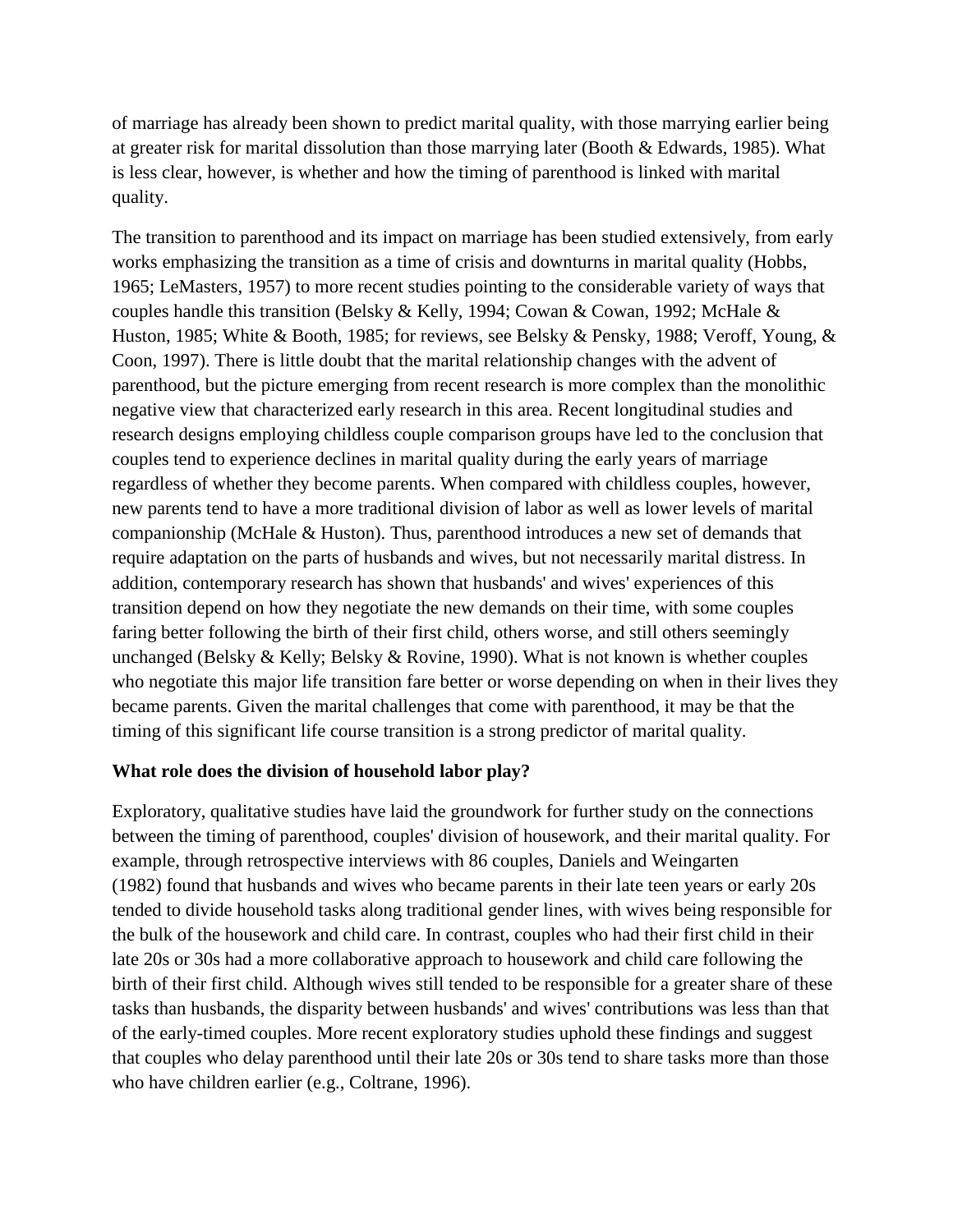of marriage has already been shown to predict marital quality, with those marrying earlier being at greater risk for marital dissolution than those marrying later (Booth & Edwards, 1985). What is less clear, however, is whether and how the timing of parenthood is linked with marital quality.

The transition to parenthood and its impact on marriage has been studied extensively, from early works emphasizing the transition as a time of crisis and downturns in marital quality (Hobbs, 1965; LeMasters, 1957) to more recent studies pointing to the considerable variety of ways that couples handle this transition (Belsky & Kelly, 1994; Cowan & Cowan, 1992; McHale & Huston, 1985; White & Booth, 1985; for reviews, see Belsky & Pensky, 1988; Veroff, Young, & Coon, 1997). There is little doubt that the marital relationship changes with the advent of parenthood, but the picture emerging from recent research is more complex than the monolithic negative view that characterized early research in this area. Recent longitudinal studies and research designs employing childless couple comparison groups have led to the conclusion that couples tend to experience declines in marital quality during the early years of marriage regardless of whether they become parents. When compared with childless couples, however, new parents tend to have a more traditional division of labor as well as lower levels of marital companionship (McHale & Huston). Thus, parenthood introduces a new set of demands that require adaptation on the parts of husbands and wives, but not necessarily marital distress. In addition, contemporary research has shown that husbands' and wives' experiences of this transition depend on how they negotiate the new demands on their time, with some couples faring better following the birth of their first child, others worse, and still others seemingly unchanged (Belsky & Kelly; Belsky & Rovine, 1990). What is not known is whether couples who negotiate this major life transition fare better or worse depending on when in their lives they became parents. Given the marital challenges that come with parenthood, it may be that the timing of this significant life course transition is a strong predictor of marital quality.

**What role does the division of household labor play?**

Exploratory, qualitative studies have laid the groundwork for further study on the connections between the timing of parenthood, couples' division of housework, and their marital quality. For example, through retrospective interviews with 86 couples, Daniels and Weingarten (1982) found that husbands and wives who became parents in their late teen years or early 20s tended to divide household tasks along traditional gender lines, with wives being responsible for the bulk of the housework and child care. In contrast, couples who had their first child in their late 20s or 30s had a more collaborative approach to housework and child care following the birth of their first child. Although wives still tended to be responsible for a greater share of these tasks than husbands, the disparity between husbands' and wives' contributions was less than that of the early-timed couples. More recent exploratory studies uphold these findings and suggest that couples who delay parenthood until their late 20s or 30s tend to share tasks more than those who have children earlier (e.g., Coltrane, 1996).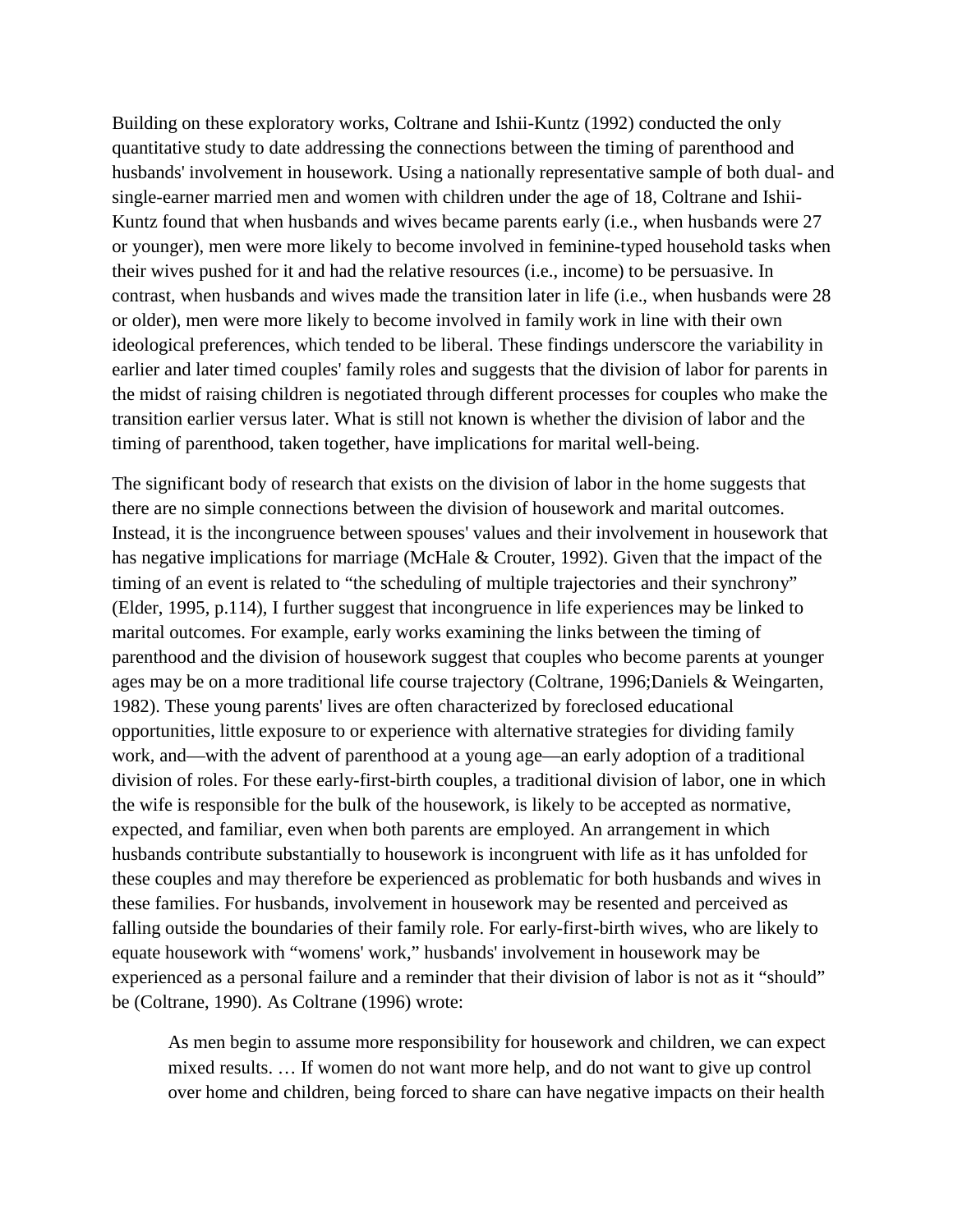Building on these exploratory works, Coltrane and Ishii-Kuntz (1992) conducted the only quantitative study to date addressing the connections between the timing of parenthood and husbands' involvement in housework. Using a nationally representative sample of both dual- and single-earner married men and women with children under the age of 18, Coltrane and Ishii-Kuntz found that when husbands and wives became parents early (i.e., when husbands were 27 or younger), men were more likely to become involved in feminine-typed household tasks when their wives pushed for it and had the relative resources (i.e., income) to be persuasive. In contrast, when husbands and wives made the transition later in life (i.e., when husbands were 28 or older), men were more likely to become involved in family work in line with their own ideological preferences, which tended to be liberal. These findings underscore the variability in earlier and later timed couples' family roles and suggests that the division of labor for parents in the midst of raising children is negotiated through different processes for couples who make the transition earlier versus later. What is still not known is whether the division of labor and the timing of parenthood, taken together, have implications for marital well-being.

The significant body of research that exists on the division of labor in the home suggests that there are no simple connections between the division of housework and marital outcomes. Instead, it is the incongruence between spouses' values and their involvement in housework that has negative implications for marriage (McHale & Crouter, 1992). Given that the impact of the timing of an event is related to "the scheduling of multiple trajectories and their synchrony" (Elder, 1995, p.114), I further suggest that incongruence in life experiences may be linked to marital outcomes. For example, early works examining the links between the timing of parenthood and the division of housework suggest that couples who become parents at younger ages may be on a more traditional life course trajectory (Coltrane, 1996;Daniels & Weingarten, 1982). These young parents' lives are often characterized by foreclosed educational opportunities, little exposure to or experience with alternative strategies for dividing family work, and—with the advent of parenthood at a young age—an early adoption of a traditional division of roles. For these early-first-birth couples, a traditional division of labor, one in which the wife is responsible for the bulk of the housework, is likely to be accepted as normative, expected, and familiar, even when both parents are employed. An arrangement in which husbands contribute substantially to housework is incongruent with life as it has unfolded for these couples and may therefore be experienced as problematic for both husbands and wives in these families. For husbands, involvement in housework may be resented and perceived as falling outside the boundaries of their family role. For early-first-birth wives, who are likely to equate housework with "womens' work," husbands' involvement in housework may be experienced as a personal failure and a reminder that their division of labor is not as it "should" be (Coltrane, 1990). As Coltrane (1996) wrote:

> As men begin to assume more responsibility for housework and children, we can expect mixed results. … If women do not want more help, and do not want to give up control over home and children, being forced to share can have negative impacts on their health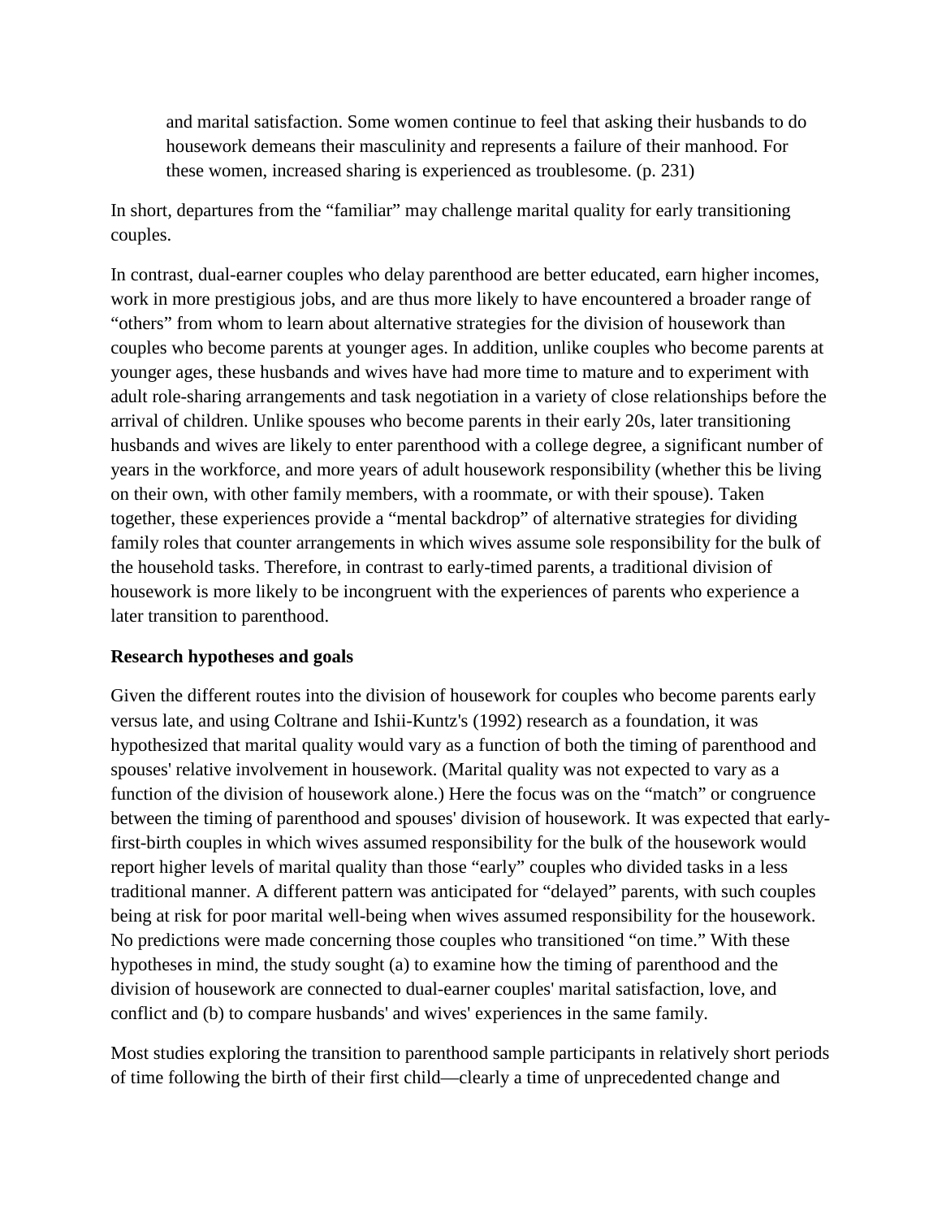> and marital satisfaction. Some women continue to feel that asking their husbands to do housework demeans their masculinity and represents a failure of their manhood. For these women, increased sharing is experienced as troublesome. (p. 231)

In short, departures from the "familiar" may challenge marital quality for early transitioning couples.

In contrast, dual-earner couples who delay parenthood are better educated, earn higher incomes, work in more prestigious jobs, and are thus more likely to have encountered a broader range of "others" from whom to learn about alternative strategies for the division of housework than couples who become parents at younger ages. In addition, unlike couples who become parents at younger ages, these husbands and wives have had more time to mature and to experiment with adult role-sharing arrangements and task negotiation in a variety of close relationships before the arrival of children. Unlike spouses who become parents in their early 20s, later transitioning husbands and wives are likely to enter parenthood with a college degree, a significant number of years in the workforce, and more years of adult housework responsibility (whether this be living on their own, with other family members, with a roommate, or with their spouse). Taken together, these experiences provide a "mental backdrop" of alternative strategies for dividing family roles that counter arrangements in which wives assume sole responsibility for the bulk of the household tasks. Therefore, in contrast to early-timed parents, a traditional division of housework is more likely to be incongruent with the experiences of parents who experience a later transition to parenthood.

**Research hypotheses and goals**

Given the different routes into the division of housework for couples who become parents early versus late, and using Coltrane and Ishii-Kuntz's (1992) research as a foundation, it was hypothesized that marital quality would vary as a function of both the timing of parenthood and spouses' relative involvement in housework. (Marital quality was not expected to vary as a function of the division of housework alone.) Here the focus was on the "match" or congruence between the timing of parenthood and spouses' division of housework. It was expected that early-first-birth couples in which wives assumed responsibility for the bulk of the housework would report higher levels of marital quality than those "early" couples who divided tasks in a less traditional manner. A different pattern was anticipated for "delayed" parents, with such couples being at risk for poor marital well-being when wives assumed responsibility for the housework. No predictions were made concerning those couples who transitioned "on time." With these hypotheses in mind, the study sought (a) to examine how the timing of parenthood and the division of housework are connected to dual-earner couples' marital satisfaction, love, and conflict and (b) to compare husbands' and wives' experiences in the same family.

Most studies exploring the transition to parenthood sample participants in relatively short periods of time following the birth of their first child—clearly a time of unprecedented change and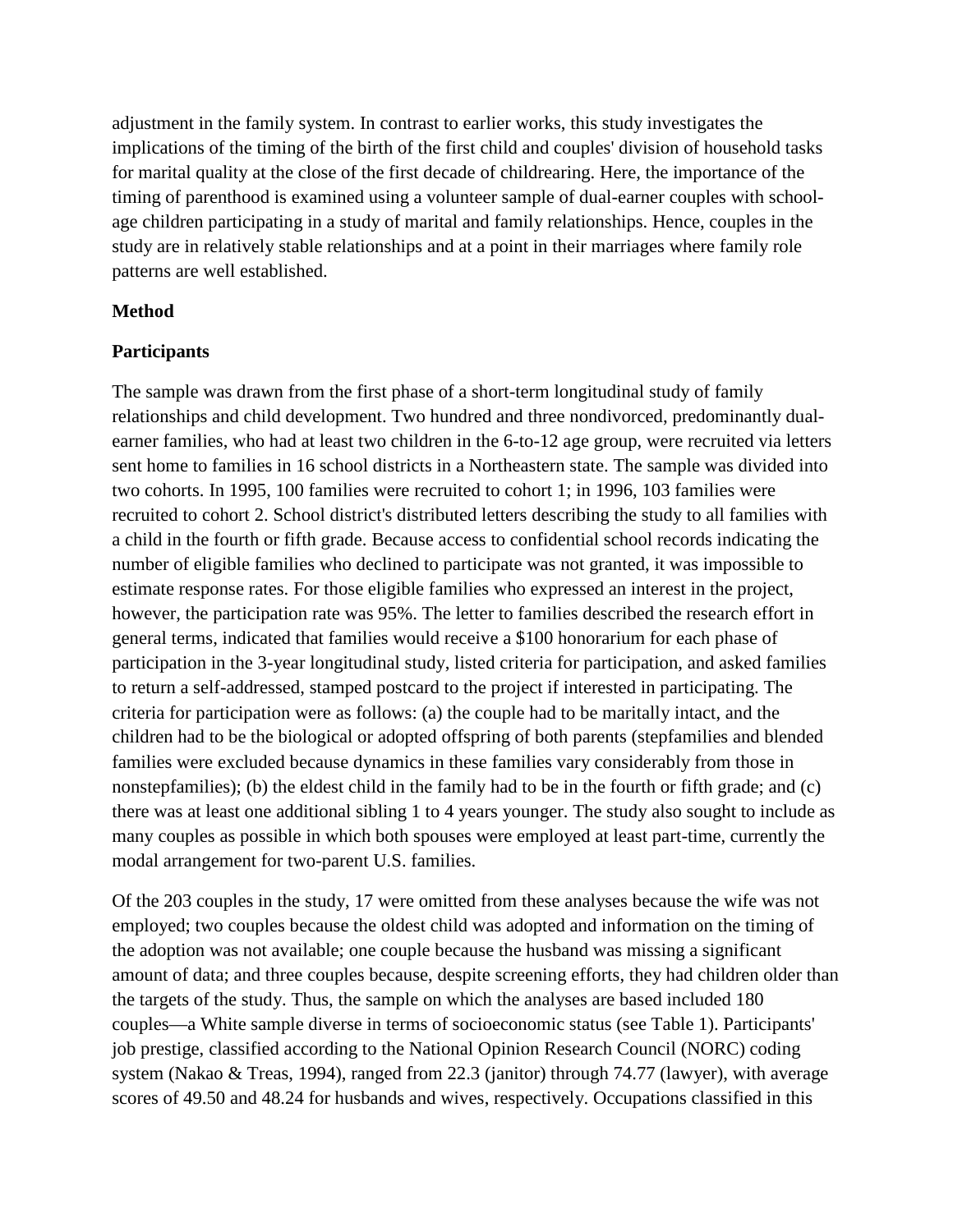adjustment in the family system. In contrast to earlier works, this study investigates the implications of the timing of the birth of the first child and couples' division of household tasks for marital quality at the close of the first decade of childrearing. Here, the importance of the timing of parenthood is examined using a volunteer sample of dual-earner couples with school-age children participating in a study of marital and family relationships. Hence, couples in the study are in relatively stable relationships and at a point in their marriages where family role patterns are well established.

## Method

### Participants

The sample was drawn from the first phase of a short-term longitudinal study of family relationships and child development. Two hundred and three nondivorced, predominantly dual-earner families, who had at least two children in the 6-to-12 age group, were recruited via letters sent home to families in 16 school districts in a Northeastern state. The sample was divided into two cohorts. In 1995, 100 families were recruited to cohort 1; in 1996, 103 families were recruited to cohort 2. School district's distributed letters describing the study to all families with a child in the fourth or fifth grade. Because access to confidential school records indicating the number of eligible families who declined to participate was not granted, it was impossible to estimate response rates. For those eligible families who expressed an interest in the project, however, the participation rate was 95%. The letter to families described the research effort in general terms, indicated that families would receive a $100 honorarium for each phase of participation in the 3-year longitudinal study, listed criteria for participation, and asked families to return a self-addressed, stamped postcard to the project if interested in participating. The criteria for participation were as follows: (a) the couple had to be maritally intact, and the children had to be the biological or adopted offspring of both parents (stepfamilies and blended families were excluded because dynamics in these families vary considerably from those in nonstepfamilies); (b) the eldest child in the family had to be in the fourth or fifth grade; and (c) there was at least one additional sibling 1 to 4 years younger. The study also sought to include as many couples as possible in which both spouses were employed at least part-time, currently the modal arrangement for two-parent U.S. families.

Of the 203 couples in the study, 17 were omitted from these analyses because the wife was not employed; two couples because the oldest child was adopted and information on the timing of the adoption was not available; one couple because the husband was missing a significant amount of data; and three couples because, despite screening efforts, they had children older than the targets of the study. Thus, the sample on which the analyses are based included 180 couples—a White sample diverse in terms of socioeconomic status (see Table 1). Participants' job prestige, classified according to the National Opinion Research Council (NORC) coding system (Nakao & Treas, 1994), ranged from 22.3 (janitor) through 74.77 (lawyer), with average scores of 49.50 and 48.24 for husbands and wives, respectively. Occupations classified in this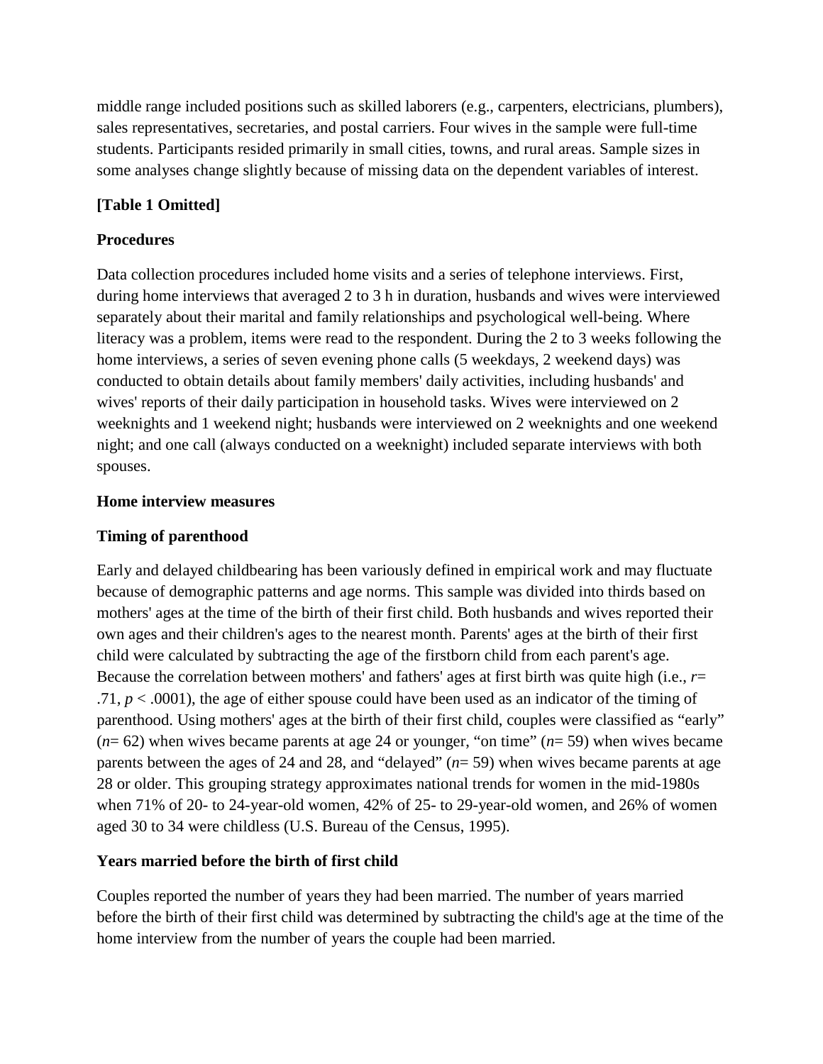middle range included positions such as skilled laborers (e.g., carpenters, electricians, plumbers), sales representatives, secretaries, and postal carriers. Four wives in the sample were full-time students. Participants resided primarily in small cities, towns, and rural areas. Sample sizes in some analyses change slightly because of missing data on the dependent variables of interest.

**[Table 1 Omitted]**

**Procedures**

Data collection procedures included home visits and a series of telephone interviews. First, during home interviews that averaged 2 to 3 h in duration, husbands and wives were interviewed separately about their marital and family relationships and psychological well-being. Where literacy was a problem, items were read to the respondent. During the 2 to 3 weeks following the home interviews, a series of seven evening phone calls (5 weekdays, 2 weekend days) was conducted to obtain details about family members' daily activities, including husbands' and wives' reports of their daily participation in household tasks. Wives were interviewed on 2 weeknights and 1 weekend night; husbands were interviewed on 2 weeknights and one weekend night; and one call (always conducted on a weeknight) included separate interviews with both spouses.

**Home interview measures**

**Timing of parenthood**

Early and delayed childbearing has been variously defined in empirical work and may fluctuate because of demographic patterns and age norms. This sample was divided into thirds based on mothers' ages at the time of the birth of their first child. Both husbands and wives reported their own ages and their children's ages to the nearest month. Parents' ages at the birth of their first child were calculated by subtracting the age of the firstborn child from each parent's age. Because the correlation between mothers' and fathers' ages at first birth was quite high (i.e., $r = .71$, $p < .0001$), the age of either spouse could have been used as an indicator of the timing of parenthood. Using mothers' ages at the birth of their first child, couples were classified as "early" ($n = 62$) when wives became parents at age 24 or younger, "on time" ($n = 59$) when wives became parents between the ages of 24 and 28, and "delayed" ($n = 59$) when wives became parents at age 28 or older. This grouping strategy approximates national trends for women in the mid-1980s when 71% of 20- to 24-year-old women, 42% of 25- to 29-year-old women, and 26% of women aged 30 to 34 were childless (U.S. Bureau of the Census, 1995).

**Years married before the birth of first child**

Couples reported the number of years they had been married. The number of years married before the birth of their first child was determined by subtracting the child's age at the time of the home interview from the number of years the couple had been married.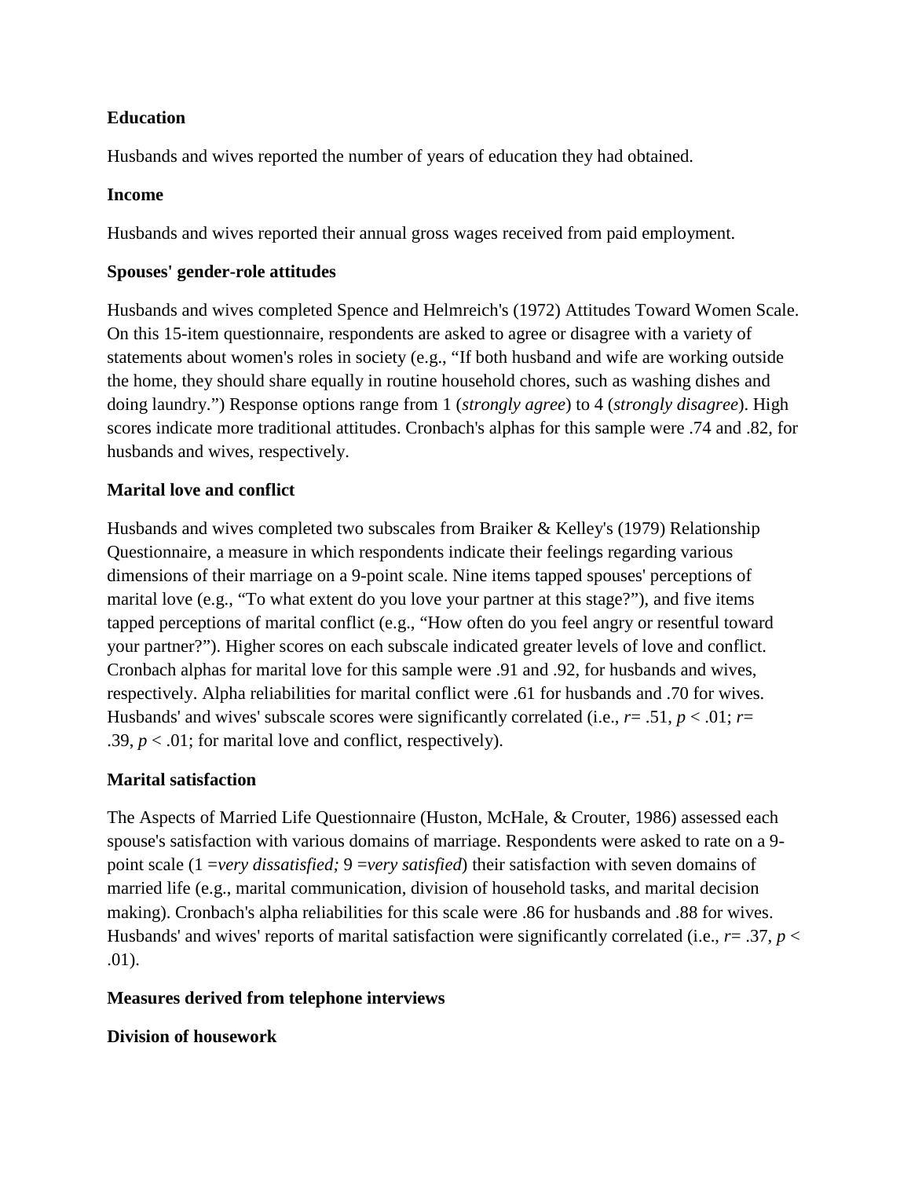**Education**

Husbands and wives reported the number of years of education they had obtained.

**Income**

Husbands and wives reported their annual gross wages received from paid employment.

**Spouses' gender-role attitudes**

Husbands and wives completed Spence and Helmreich's (1972) Attitudes Toward Women Scale. On this 15-item questionnaire, respondents are asked to agree or disagree with a variety of statements about women's roles in society (e.g., "If both husband and wife are working outside the home, they should share equally in routine household chores, such as washing dishes and doing laundry.") Response options range from 1 (*strongly agree*) to 4 (*strongly disagree*). High scores indicate more traditional attitudes. Cronbach's alphas for this sample were .74 and .82, for husbands and wives, respectively.

**Marital love and conflict**

Husbands and wives completed two subscales from Braiker & Kelley's (1979) Relationship Questionnaire, a measure in which respondents indicate their feelings regarding various dimensions of their marriage on a 9-point scale. Nine items tapped spouses' perceptions of marital love (e.g., "To what extent do you love your partner at this stage?"), and five items tapped perceptions of marital conflict (e.g., "How often do you feel angry or resentful toward your partner?"). Higher scores on each subscale indicated greater levels of love and conflict. Cronbach alphas for marital love for this sample were .91 and .92, for husbands and wives, respectively. Alpha reliabilities for marital conflict were .61 for husbands and .70 for wives. Husbands' and wives' subscale scores were significantly correlated (i.e., $r = .51$, $p < .01$; $r = .39$, $p < .01$; for marital love and conflict, respectively).

**Marital satisfaction**

The Aspects of Married Life Questionnaire (Huston, McHale, & Crouter, 1986) assessed each spouse's satisfaction with various domains of marriage. Respondents were asked to rate on a 9-point scale (1 =*very dissatisfied;* 9 =*very satisfied*) their satisfaction with seven domains of married life (e.g., marital communication, division of household tasks, and marital decision making). Cronbach's alpha reliabilities for this scale were .86 for husbands and .88 for wives. Husbands' and wives' reports of marital satisfaction were significantly correlated (i.e., $r = .37$, $p < .01$).

**Measures derived from telephone interviews**

**Division of housework**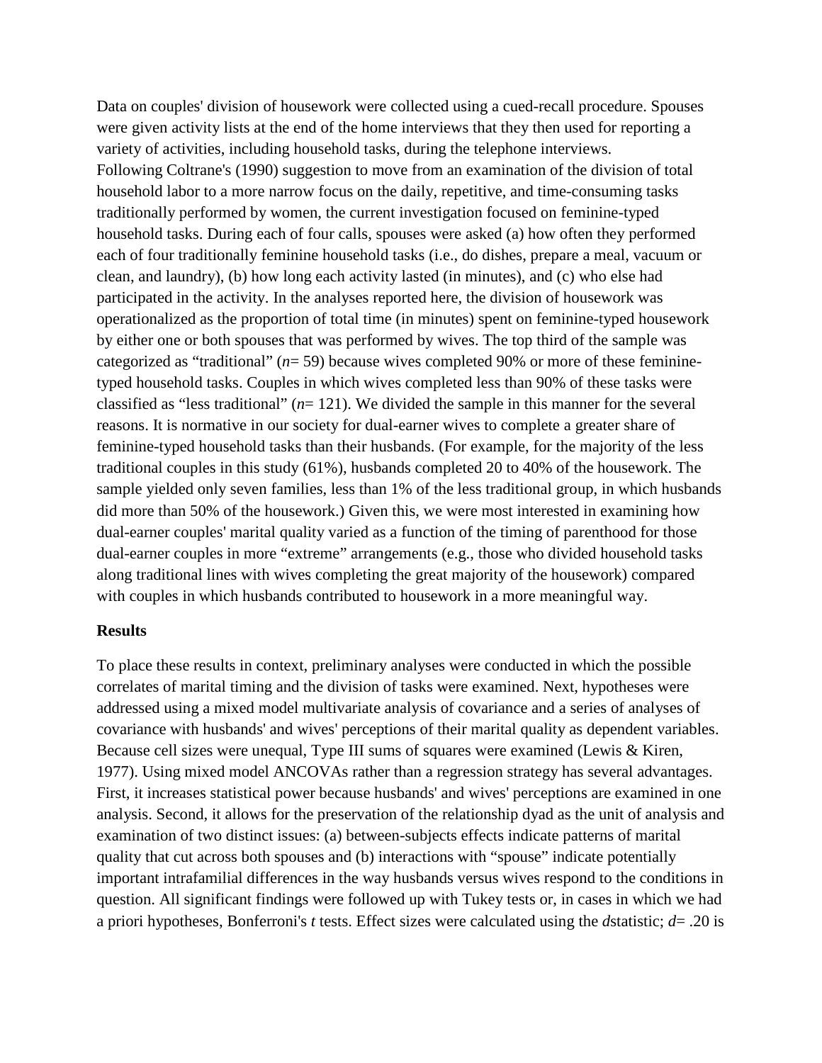Data on couples' division of housework were collected using a cued-recall procedure. Spouses were given activity lists at the end of the home interviews that they then used for reporting a variety of activities, including household tasks, during the telephone interviews.
Following Coltrane's (1990) suggestion to move from an examination of the division of total household labor to a more narrow focus on the daily, repetitive, and time-consuming tasks traditionally performed by women, the current investigation focused on feminine-typed household tasks. During each of four calls, spouses were asked (a) how often they performed each of four traditionally feminine household tasks (i.e., do dishes, prepare a meal, vacuum or clean, and laundry), (b) how long each activity lasted (in minutes), and (c) who else had participated in the activity. In the analyses reported here, the division of housework was operationalized as the proportion of total time (in minutes) spent on feminine-typed housework by either one or both spouses that was performed by wives. The top third of the sample was categorized as "traditional" ($n$= 59) because wives completed 90% or more of these feminine-typed household tasks. Couples in which wives completed less than 90% of these tasks were classified as "less traditional" ($n$= 121). We divided the sample in this manner for the several reasons. It is normative in our society for dual-earner wives to complete a greater share of feminine-typed household tasks than their husbands. (For example, for the majority of the less traditional couples in this study (61%), husbands completed 20 to 40% of the housework. The sample yielded only seven families, less than 1% of the less traditional group, in which husbands did more than 50% of the housework.) Given this, we were most interested in examining how dual-earner couples' marital quality varied as a function of the timing of parenthood for those dual-earner couples in more "extreme" arrangements (e.g., those who divided household tasks along traditional lines with wives completing the great majority of the housework) compared with couples in which husbands contributed to housework in a more meaningful way.

## Results

To place these results in context, preliminary analyses were conducted in which the possible correlates of marital timing and the division of tasks were examined. Next, hypotheses were addressed using a mixed model multivariate analysis of covariance and a series of analyses of covariance with husbands' and wives' perceptions of their marital quality as dependent variables. Because cell sizes were unequal, Type III sums of squares were examined (Lewis & Kiren, 1977). Using mixed model ANCOVAs rather than a regression strategy has several advantages. First, it increases statistical power because husbands' and wives' perceptions are examined in one analysis. Second, it allows for the preservation of the relationship dyad as the unit of analysis and examination of two distinct issues: (a) between-subjects effects indicate patterns of marital quality that cut across both spouses and (b) interactions with "spouse" indicate potentially important intrafamilial differences in the way husbands versus wives respond to the conditions in question. All significant findings were followed up with Tukey tests or, in cases in which we had a priori hypotheses, Bonferroni's $t$ tests. Effect sizes were calculated using the $d$statistic; $d$= .20 is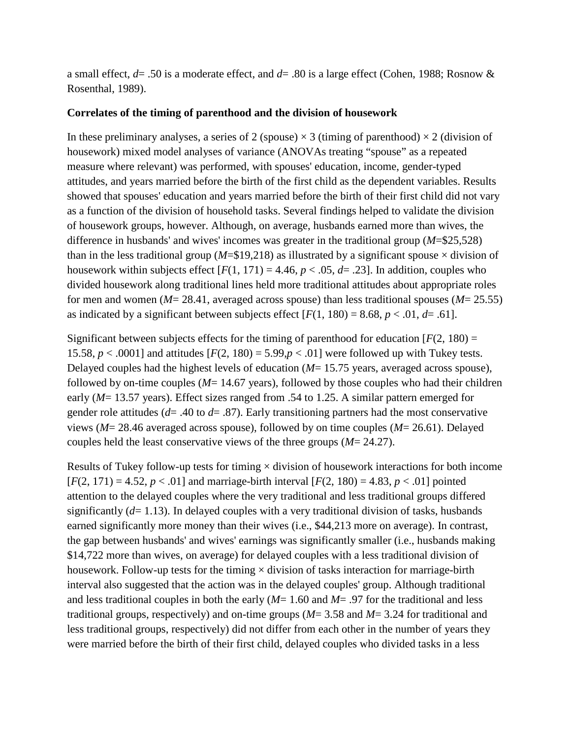a small effect, $d$= .50 is a moderate effect, and $d$= .80 is a large effect (Cohen, 1988; Rosnow & Rosenthal, 1989).

**Correlates of the timing of parenthood and the division of housework**

In these preliminary analyses, a series of 2 (spouse) × 3 (timing of parenthood) × 2 (division of housework) mixed model analyses of variance (ANOVAs treating "spouse" as a repeated measure where relevant) was performed, with spouses' education, income, gender-typed attitudes, and years married before the birth of the first child as the dependent variables. Results showed that spouses' education and years married before the birth of their first child did not vary as a function of the division of household tasks. Several findings helped to validate the division of housework groups, however. Although, on average, husbands earned more than wives, the difference in husbands' and wives' incomes was greater in the traditional group ($M$=$25,528) than in the less traditional group ($M$=$19,218) as illustrated by a significant spouse × division of housework within subjects effect [$F(1, 171) = 4.46$, $p < .05$, $d$= .23]. In addition, couples who divided housework along traditional lines held more traditional attitudes about appropriate roles for men and women ($M$= 28.41, averaged across spouse) than less traditional spouses ($M$= 25.55) as indicated by a significant between subjects effect [$F(1, 180) = 8.68$, $p < .01$, $d$= .61].

Significant between subjects effects for the timing of parenthood for education [$F(2, 180) = 15.58$, $p < .0001$] and attitudes [$F(2, 180) = 5.99$, $p < .01$] were followed up with Tukey tests. Delayed couples had the highest levels of education ($M$= 15.75 years, averaged across spouse), followed by on-time couples ($M$= 14.67 years), followed by those couples who had their children early ($M$= 13.57 years). Effect sizes ranged from .54 to 1.25. A similar pattern emerged for gender role attitudes ($d$= .40 to $d$= .87). Early transitioning partners had the most conservative views ($M$= 28.46 averaged across spouse), followed by on time couples ($M$= 26.61). Delayed couples held the least conservative views of the three groups ($M$= 24.27).

Results of Tukey follow-up tests for timing × division of housework interactions for both income [$F(2, 171) = 4.52$, $p < .01$] and marriage-birth interval [$F(2, 180) = 4.83$, $p < .01$] pointed attention to the delayed couples where the very traditional and less traditional groups differed significantly ($d$= 1.13). In delayed couples with a very traditional division of tasks, husbands earned significantly more money than their wives (i.e., $44,213 more on average). In contrast, the gap between husbands' and wives' earnings was significantly smaller (i.e., husbands making $14,722 more than wives, on average) for delayed couples with a less traditional division of housework. Follow-up tests for the timing × division of tasks interaction for marriage-birth interval also suggested that the action was in the delayed couples' group. Although traditional and less traditional couples in both the early ($M$= 1.60 and $M$= .97 for the traditional and less traditional groups, respectively) and on-time groups ($M$= 3.58 and $M$= 3.24 for traditional and less traditional groups, respectively) did not differ from each other in the number of years they were married before the birth of their first child, delayed couples who divided tasks in a less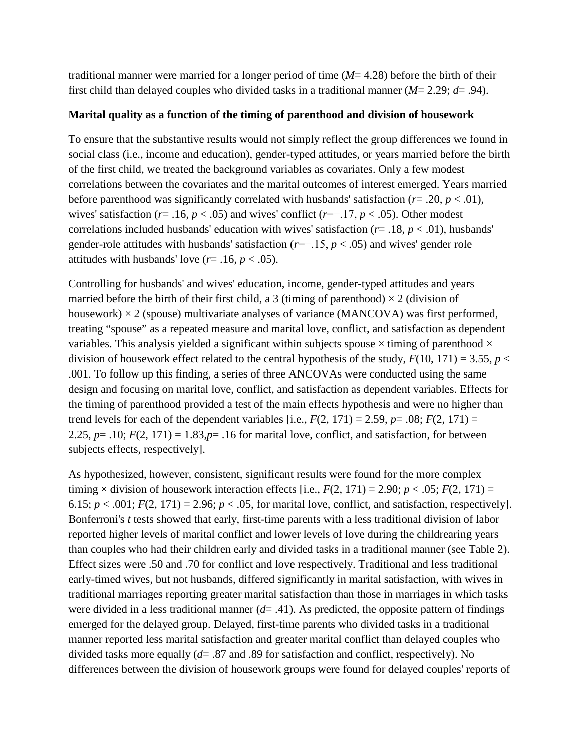traditional manner were married for a longer period of time ($M$= 4.28) before the birth of their first child than delayed couples who divided tasks in a traditional manner ($M$= 2.29; $d$= .94).

**Marital quality as a function of the timing of parenthood and division of housework**

To ensure that the substantive results would not simply reflect the group differences we found in social class (i.e., income and education), gender-typed attitudes, or years married before the birth of the first child, we treated the background variables as covariates. Only a few modest correlations between the covariates and the marital outcomes of interest emerged. Years married before parenthood was significantly correlated with husbands' satisfaction ($r$= .20, $p < .01$), wives' satisfaction ($r$= .16, $p < .05$) and wives' conflict ($r$=−.17, $p < .05$). Other modest correlations included husbands' education with wives' satisfaction ($r$= .18, $p < .01$), husbands' gender-role attitudes with husbands' satisfaction ($r$=−.15, $p < .05$) and wives' gender role attitudes with husbands' love ($r$= .16, $p < .05$).

Controlling for husbands' and wives' education, income, gender-typed attitudes and years married before the birth of their first child, a 3 (timing of parenthood) × 2 (division of housework) × 2 (spouse) multivariate analyses of variance (MANCOVA) was first performed, treating “spouse” as a repeated measure and marital love, conflict, and satisfaction as dependent variables. This analysis yielded a significant within subjects spouse × timing of parenthood × division of housework effect related to the central hypothesis of the study, $F(10, 171) = 3.55$, $p < .001$. To follow up this finding, a series of three ANCOVAs were conducted using the same design and focusing on marital love, conflict, and satisfaction as dependent variables. Effects for the timing of parenthood provided a test of the main effects hypothesis and were no higher than trend levels for each of the dependent variables [i.e., $F(2, 171) = 2.59$, $p$= .08; $F(2, 171) = 2.25$, $p$= .10; $F(2, 171) = 1.83$,$p$= .16 for marital love, conflict, and satisfaction, for between subjects effects, respectively].

As hypothesized, however, consistent, significant results were found for the more complex timing × division of housework interaction effects [i.e., $F(2, 171) = 2.90$; $p < .05$; $F(2, 171) = 6.15$; $p < .001$; $F(2, 171) = 2.96$; $p < .05$, for marital love, conflict, and satisfaction, respectively]. Bonferroni's $t$ tests showed that early, first-time parents with a less traditional division of labor reported higher levels of marital conflict and lower levels of love during the childrearing years than couples who had their children early and divided tasks in a traditional manner (see Table 2). Effect sizes were .50 and .70 for conflict and love respectively. Traditional and less traditional early-timed wives, but not husbands, differed significantly in marital satisfaction, with wives in traditional marriages reporting greater marital satisfaction than those in marriages in which tasks were divided in a less traditional manner ($d$= .41). As predicted, the opposite pattern of findings emerged for the delayed group. Delayed, first-time parents who divided tasks in a traditional manner reported less marital satisfaction and greater marital conflict than delayed couples who divided tasks more equally ($d$= .87 and .89 for satisfaction and conflict, respectively). No differences between the division of housework groups were found for delayed couples' reports of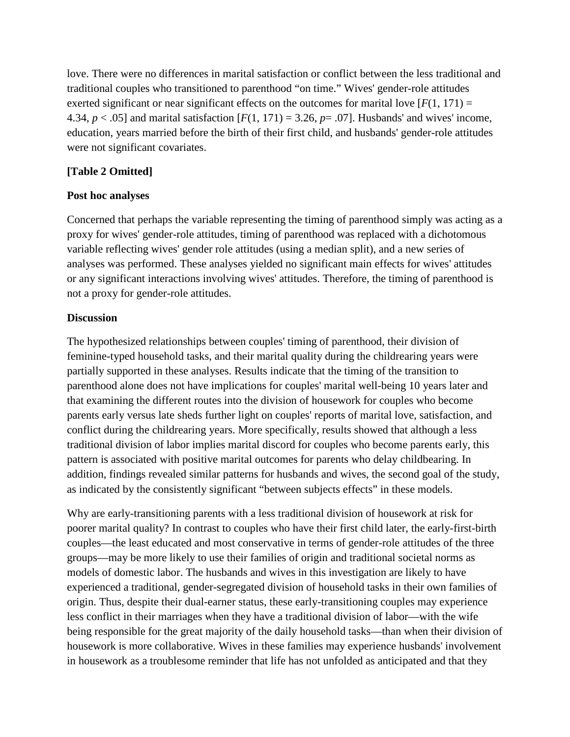love. There were no differences in marital satisfaction or conflict between the less traditional and traditional couples who transitioned to parenthood “on time.” Wives' gender-role attitudes exerted significant or near significant effects on the outcomes for marital love [$F(1, 171) = 4.34$, $p < .05$] and marital satisfaction [$F(1, 171) = 3.26$, $p = .07$]. Husbands' and wives' income, education, years married before the birth of their first child, and husbands' gender-role attitudes were not significant covariates.

**[Table 2 Omitted]**

**Post hoc analyses**

Concerned that perhaps the variable representing the timing of parenthood simply was acting as a proxy for wives' gender-role attitudes, timing of parenthood was replaced with a dichotomous variable reflecting wives' gender role attitudes (using a median split), and a new series of analyses was performed. These analyses yielded no significant main effects for wives' attitudes or any significant interactions involving wives' attitudes. Therefore, the timing of parenthood is not a proxy for gender-role attitudes.

**Discussion**

The hypothesized relationships between couples' timing of parenthood, their division of feminine-typed household tasks, and their marital quality during the childrearing years were partially supported in these analyses. Results indicate that the timing of the transition to parenthood alone does not have implications for couples' marital well-being 10 years later and that examining the different routes into the division of housework for couples who become parents early versus late sheds further light on couples' reports of marital love, satisfaction, and conflict during the childrearing years. More specifically, results showed that although a less traditional division of labor implies marital discord for couples who become parents early, this pattern is associated with positive marital outcomes for parents who delay childbearing. In addition, findings revealed similar patterns for husbands and wives, the second goal of the study, as indicated by the consistently significant “between subjects effects” in these models.

Why are early-transitioning parents with a less traditional division of housework at risk for poorer marital quality? In contrast to couples who have their first child later, the early-first-birth couples—the least educated and most conservative in terms of gender-role attitudes of the three groups—may be more likely to use their families of origin and traditional societal norms as models of domestic labor. The husbands and wives in this investigation are likely to have experienced a traditional, gender-segregated division of household tasks in their own families of origin. Thus, despite their dual-earner status, these early-transitioning couples may experience less conflict in their marriages when they have a traditional division of labor—with the wife being responsible for the great majority of the daily household tasks—than when their division of housework is more collaborative. Wives in these families may experience husbands' involvement in housework as a troublesome reminder that life has not unfolded as anticipated and that they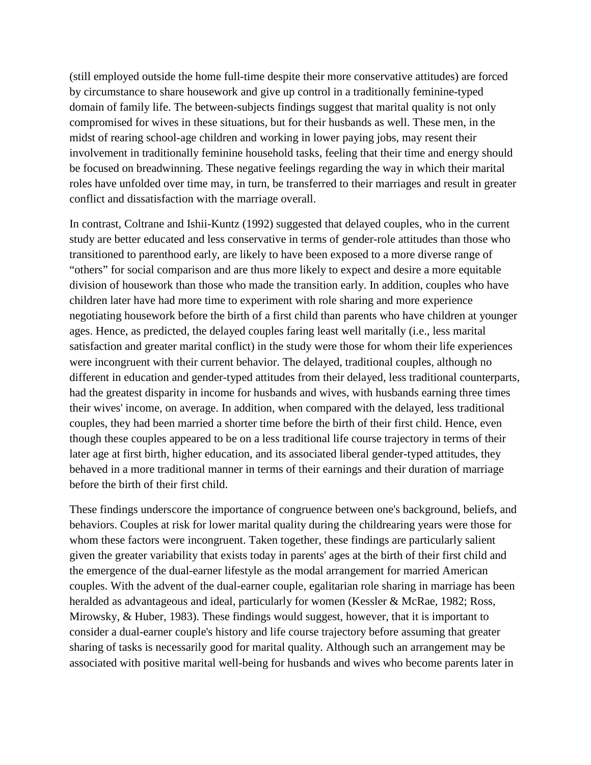(still employed outside the home full-time despite their more conservative attitudes) are forced by circumstance to share housework and give up control in a traditionally feminine-typed domain of family life. The between-subjects findings suggest that marital quality is not only compromised for wives in these situations, but for their husbands as well. These men, in the midst of rearing school-age children and working in lower paying jobs, may resent their involvement in traditionally feminine household tasks, feeling that their time and energy should be focused on breadwinning. These negative feelings regarding the way in which their marital roles have unfolded over time may, in turn, be transferred to their marriages and result in greater conflict and dissatisfaction with the marriage overall.

In contrast, Coltrane and Ishii-Kuntz (1992) suggested that delayed couples, who in the current study are better educated and less conservative in terms of gender-role attitudes than those who transitioned to parenthood early, are likely to have been exposed to a more diverse range of "others" for social comparison and are thus more likely to expect and desire a more equitable division of housework than those who made the transition early. In addition, couples who have children later have had more time to experiment with role sharing and more experience negotiating housework before the birth of a first child than parents who have children at younger ages. Hence, as predicted, the delayed couples faring least well maritally (i.e., less marital satisfaction and greater marital conflict) in the study were those for whom their life experiences were incongruent with their current behavior. The delayed, traditional couples, although no different in education and gender-typed attitudes from their delayed, less traditional counterparts, had the greatest disparity in income for husbands and wives, with husbands earning three times their wives' income, on average. In addition, when compared with the delayed, less traditional couples, they had been married a shorter time before the birth of their first child. Hence, even though these couples appeared to be on a less traditional life course trajectory in terms of their later age at first birth, higher education, and its associated liberal gender-typed attitudes, they behaved in a more traditional manner in terms of their earnings and their duration of marriage before the birth of their first child.

These findings underscore the importance of congruence between one's background, beliefs, and behaviors. Couples at risk for lower marital quality during the childrearing years were those for whom these factors were incongruent. Taken together, these findings are particularly salient given the greater variability that exists today in parents' ages at the birth of their first child and the emergence of the dual-earner lifestyle as the modal arrangement for married American couples. With the advent of the dual-earner couple, egalitarian role sharing in marriage has been heralded as advantageous and ideal, particularly for women (Kessler & McRae, 1982; Ross, Mirowsky, & Huber, 1983). These findings would suggest, however, that it is important to consider a dual-earner couple's history and life course trajectory before assuming that greater sharing of tasks is necessarily good for marital quality. Although such an arrangement may be associated with positive marital well-being for husbands and wives who become parents later in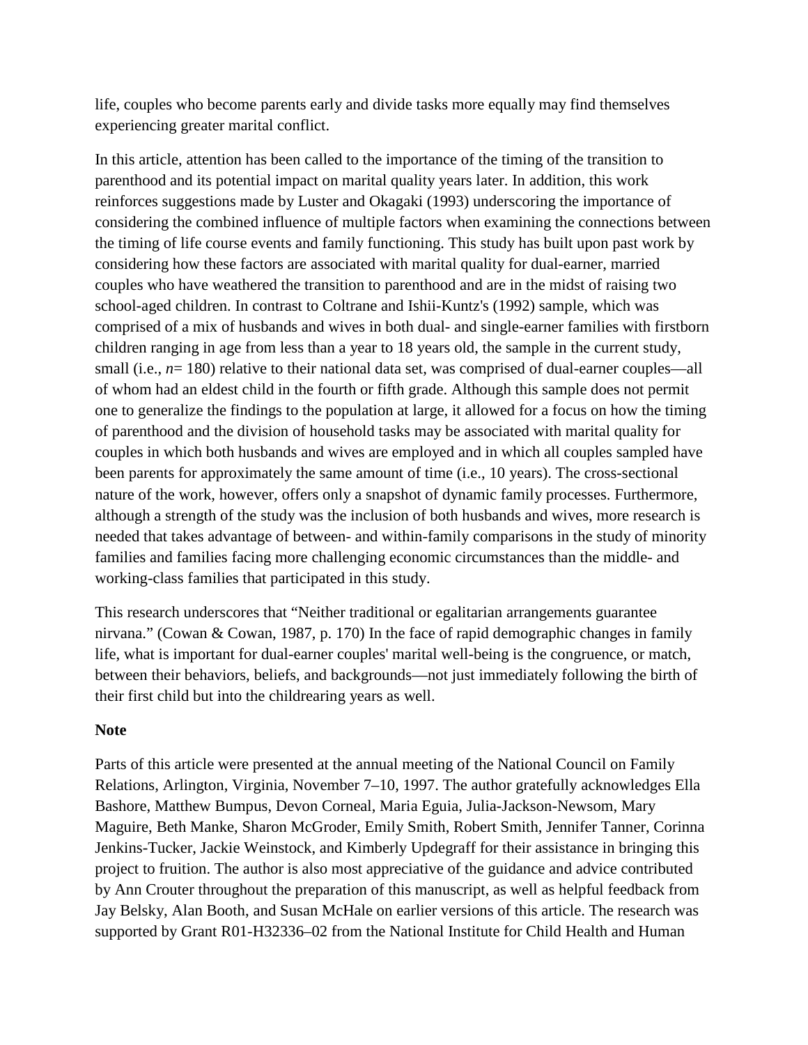life, couples who become parents early and divide tasks more equally may find themselves experiencing greater marital conflict.

In this article, attention has been called to the importance of the timing of the transition to parenthood and its potential impact on marital quality years later. In addition, this work reinforces suggestions made by Luster and Okagaki (1993) underscoring the importance of considering the combined influence of multiple factors when examining the connections between the timing of life course events and family functioning. This study has built upon past work by considering how these factors are associated with marital quality for dual-earner, married couples who have weathered the transition to parenthood and are in the midst of raising two school-aged children. In contrast to Coltrane and Ishii-Kuntz's (1992) sample, which was comprised of a mix of husbands and wives in both dual- and single-earner families with firstborn children ranging in age from less than a year to 18 years old, the sample in the current study, small (i.e., *n*= 180) relative to their national data set, was comprised of dual-earner couples—all of whom had an eldest child in the fourth or fifth grade. Although this sample does not permit one to generalize the findings to the population at large, it allowed for a focus on how the timing of parenthood and the division of household tasks may be associated with marital quality for couples in which both husbands and wives are employed and in which all couples sampled have been parents for approximately the same amount of time (i.e., 10 years). The cross-sectional nature of the work, however, offers only a snapshot of dynamic family processes. Furthermore, although a strength of the study was the inclusion of both husbands and wives, more research is needed that takes advantage of between- and within-family comparisons in the study of minority families and families facing more challenging economic circumstances than the middle- and working-class families that participated in this study.

This research underscores that “Neither traditional or egalitarian arrangements guarantee nirvana.” (Cowan & Cowan, 1987, p. 170) In the face of rapid demographic changes in family life, what is important for dual-earner couples' marital well-being is the congruence, or match, between their behaviors, beliefs, and backgrounds—not just immediately following the birth of their first child but into the childrearing years as well.

**Note**

Parts of this article were presented at the annual meeting of the National Council on Family Relations, Arlington, Virginia, November 7–10, 1997. The author gratefully acknowledges Ella Bashore, Matthew Bumpus, Devon Corneal, Maria Eguia, Julia-Jackson-Newsom, Mary Maguire, Beth Manke, Sharon McGroder, Emily Smith, Robert Smith, Jennifer Tanner, Corinna Jenkins-Tucker, Jackie Weinstock, and Kimberly Updegraff for their assistance in bringing this project to fruition. The author is also most appreciative of the guidance and advice contributed by Ann Crouter throughout the preparation of this manuscript, as well as helpful feedback from Jay Belsky, Alan Booth, and Susan McHale on earlier versions of this article. The research was supported by Grant R01-H32336–02 from the National Institute for Child Health and Human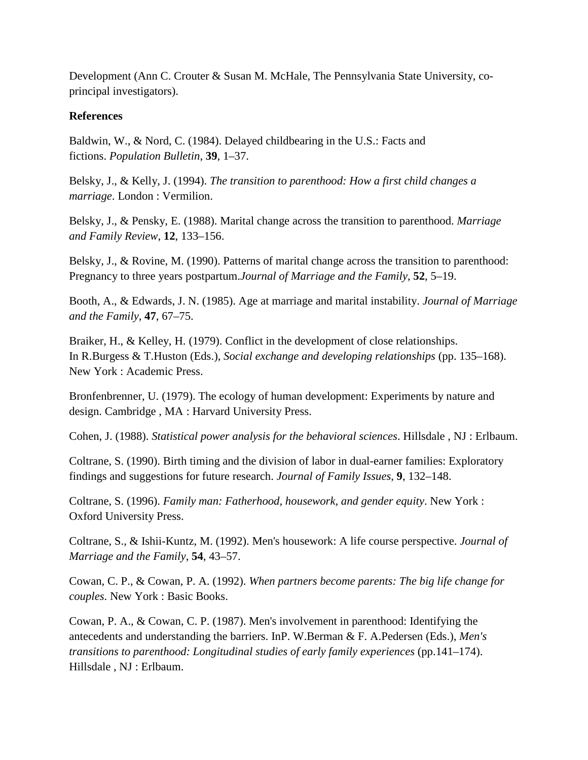Development (Ann C. Crouter & Susan M. McHale, The Pennsylvania State University, co-principal investigators).

**References**

Baldwin, W., & Nord, C. (1984). Delayed childbearing in the U.S.: Facts and fictions. *Population Bulletin*, **39**, 1–37.

Belsky, J., & Kelly, J. (1994). *The transition to parenthood: How a first child changes a marriage*. London : Vermilion.

Belsky, J., & Pensky, E. (1988). Marital change across the transition to parenthood. *Marriage and Family Review*, **12**, 133–156.

Belsky, J., & Rovine, M. (1990). Patterns of marital change across the transition to parenthood: Pregnancy to three years postpartum.*Journal of Marriage and the Family*, **52**, 5–19.

Booth, A., & Edwards, J. N. (1985). Age at marriage and marital instability. *Journal of Marriage and the Family*, **47**, 67–75.

Braiker, H., & Kelley, H. (1979). Conflict in the development of close relationships. In R.Burgess & T.Huston (Eds.), *Social exchange and developing relationships* (pp. 135–168). New York : Academic Press.

Bronfenbrenner, U. (1979). The ecology of human development: Experiments by nature and design. Cambridge , MA : Harvard University Press.

Cohen, J. (1988). *Statistical power analysis for the behavioral sciences*. Hillsdale , NJ : Erlbaum.

Coltrane, S. (1990). Birth timing and the division of labor in dual-earner families: Exploratory findings and suggestions for future research. *Journal of Family Issues*, **9**, 132–148.

Coltrane, S. (1996). *Family man: Fatherhood, housework, and gender equity*. New York : Oxford University Press.

Coltrane, S., & Ishii-Kuntz, M. (1992). Men's housework: A life course perspective. *Journal of Marriage and the Family*, **54**, 43–57.

Cowan, C. P., & Cowan, P. A. (1992). *When partners become parents: The big life change for couples*. New York : Basic Books.

Cowan, P. A., & Cowan, C. P. (1987). Men's involvement in parenthood: Identifying the antecedents and understanding the barriers. InP. W.Berman & F. A.Pedersen (Eds.), *Men's transitions to parenthood: Longitudinal studies of early family experiences* (pp.141–174). Hillsdale , NJ : Erlbaum.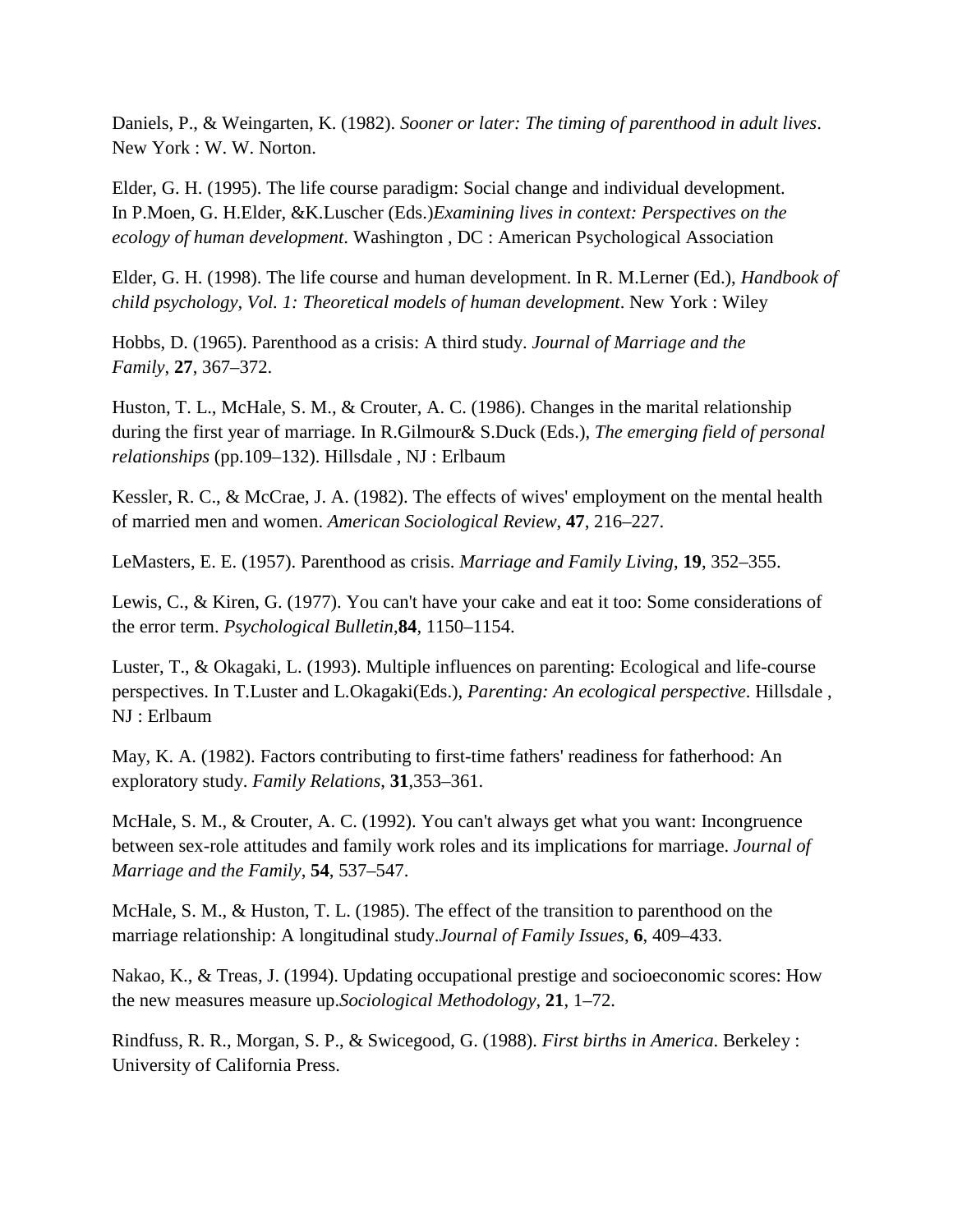Daniels, P., & Weingarten, K. (1982). *Sooner or later: The timing of parenthood in adult lives*. New York : W. W. Norton.

Elder, G. H. (1995). The life course paradigm: Social change and individual development. In P.Moen, G. H.Elder, &K.Luscher (Eds.)*Examining lives in context: Perspectives on the ecology of human development*. Washington , DC : American Psychological Association

Elder, G. H. (1998). The life course and human development. In R. M.Lerner (Ed.), *Handbook of child psychology, Vol. 1: Theoretical models of human development*. New York : Wiley

Hobbs, D. (1965). Parenthood as a crisis: A third study. *Journal of Marriage and the Family*, **27**, 367–372.

Huston, T. L., McHale, S. M., & Crouter, A. C. (1986). Changes in the marital relationship during the first year of marriage. In R.Gilmour& S.Duck (Eds.), *The emerging field of personal relationships* (pp.109–132). Hillsdale , NJ : Erlbaum

Kessler, R. C., & McCrae, J. A. (1982). The effects of wives' employment on the mental health of married men and women. *American Sociological Review*, **47**, 216–227.

LeMasters, E. E. (1957). Parenthood as crisis. *Marriage and Family Living*, **19**, 352–355.

Lewis, C., & Kiren, G. (1977). You can't have your cake and eat it too: Some considerations of the error term. *Psychological Bulletin*,**84**, 1150–1154.

Luster, T., & Okagaki, L. (1993). Multiple influences on parenting: Ecological and life-course perspectives. In T.Luster and L.Okagaki(Eds.), *Parenting: An ecological perspective*. Hillsdale , NJ : Erlbaum

May, K. A. (1982). Factors contributing to first-time fathers' readiness for fatherhood: An exploratory study. *Family Relations*, **31**,353–361.

McHale, S. M., & Crouter, A. C. (1992). You can't always get what you want: Incongruence between sex-role attitudes and family work roles and its implications for marriage. *Journal of Marriage and the Family*, **54**, 537–547.

McHale, S. M., & Huston, T. L. (1985). The effect of the transition to parenthood on the marriage relationship: A longitudinal study.*Journal of Family Issues*, **6**, 409–433.

Nakao, K., & Treas, J. (1994). Updating occupational prestige and socioeconomic scores: How the new measures measure up.*Sociological Methodology*, **21**, 1–72.

Rindfuss, R. R., Morgan, S. P., & Swicegood, G. (1988). *First births in America*. Berkeley : University of California Press.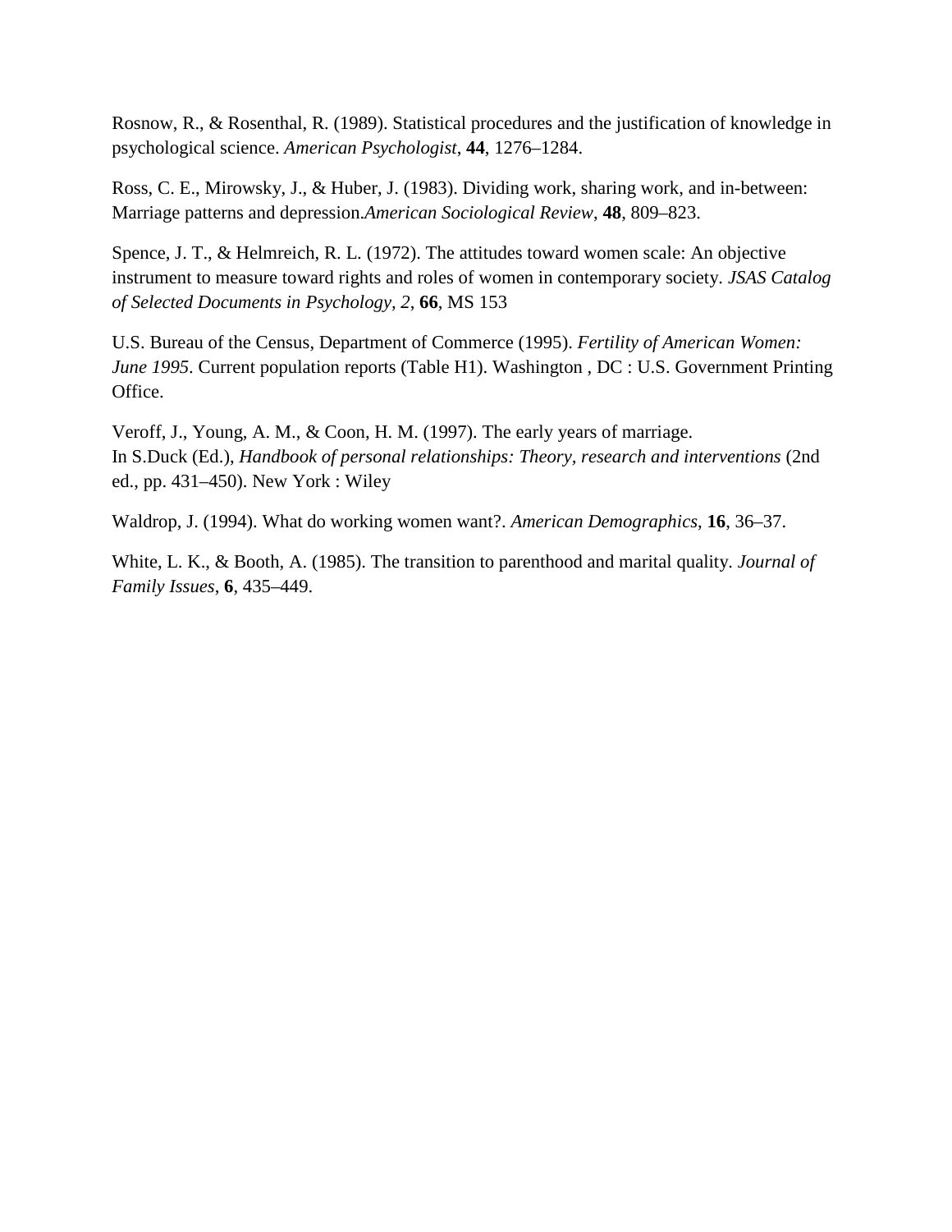Rosnow, R., & Rosenthal, R. (1989). Statistical procedures and the justification of knowledge in psychological science. *American Psychologist*, **44**, 1276–1284.

Ross, C. E., Mirowsky, J., & Huber, J. (1983). Dividing work, sharing work, and in-between: Marriage patterns and depression.*American Sociological Review*, **48**, 809–823.

Spence, J. T., & Helmreich, R. L. (1972). The attitudes toward women scale: An objective instrument to measure toward rights and roles of women in contemporary society. *JSAS Catalog of Selected Documents in Psychology, 2*, **66**, MS 153

U.S. Bureau of the Census, Department of Commerce (1995). *Fertility of American Women: June 1995*. Current population reports (Table H1). Washington , DC : U.S. Government Printing Office.

Veroff, J., Young, A. M., & Coon, H. M. (1997). The early years of marriage. In S.Duck (Ed.), *Handbook of personal relationships: Theory, research and interventions* (2nd ed., pp. 431–450). New York : Wiley

Waldrop, J. (1994). What do working women want?. *American Demographics*, **16**, 36–37.

White, L. K., & Booth, A. (1985). The transition to parenthood and marital quality. *Journal of Family Issues*, **6**, 435–449.